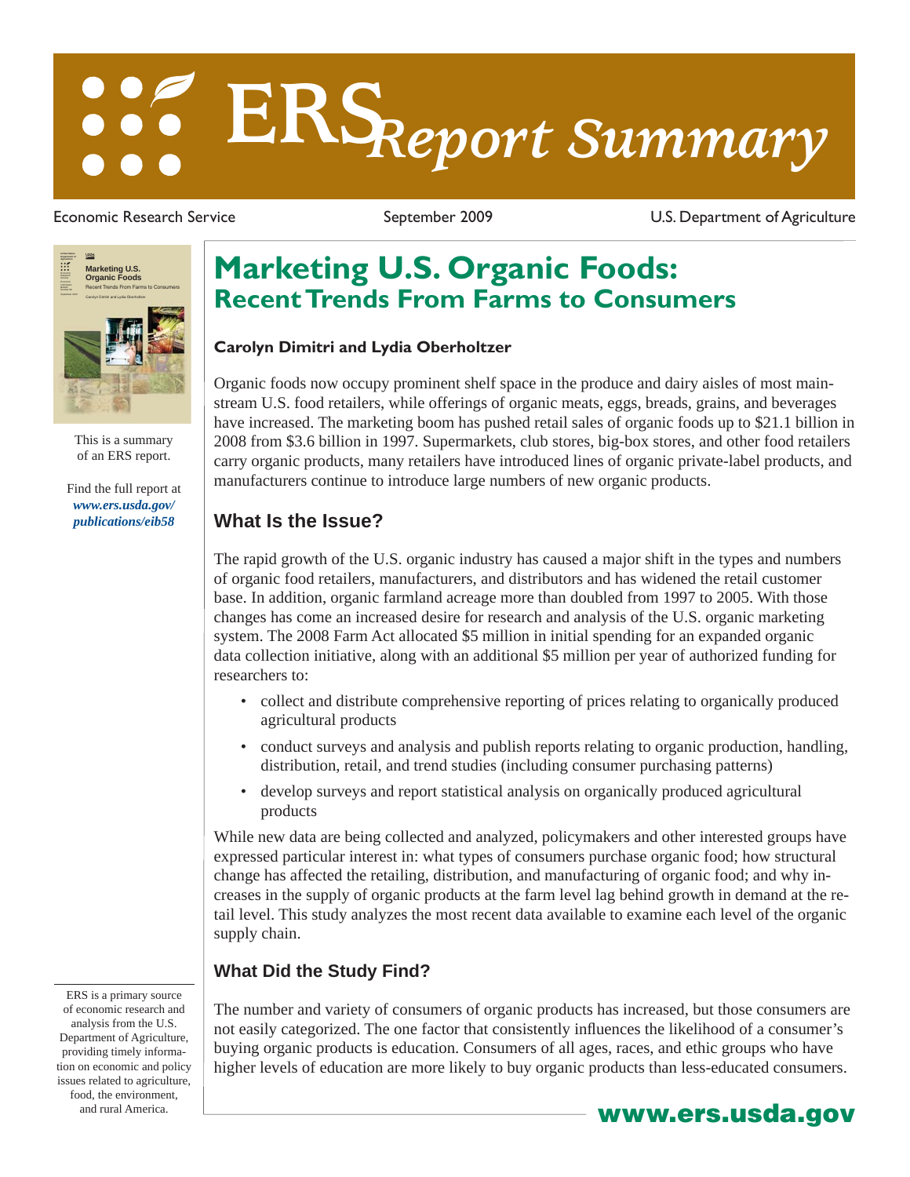# ERS Report Summary

Economic Research Service | September 2009 | U.S. Department of Agriculture

This is a summary of an ERS report.

Find the full report at *www.ers.usda.gov/publications/eib58*

# Marketing U.S. Organic Foods: Recent Trends From Farms to Consumers

**Carolyn Dimitri and Lydia Oberholtzer**

Organic foods now occupy prominent shelf space in the produce and dairy aisles of most mainstream U.S. food retailers, while offerings of organic meats, eggs, breads, grains, and beverages have increased. The marketing boom has pushed retail sales of organic foods up to $21.1 billion in 2008 from $3.6 billion in 1997. Supermarkets, club stores, big-box stores, and other food retailers carry organic products, many retailers have introduced lines of organic private-label products, and manufacturers continue to introduce large numbers of new organic products.

## What Is the Issue?

The rapid growth of the U.S. organic industry has caused a major shift in the types and numbers of organic food retailers, manufacturers, and distributors and has widened the retail customer base. In addition, organic farmland acreage more than doubled from 1997 to 2005. With those changes has come an increased desire for research and analysis of the U.S. organic marketing system. The 2008 Farm Act allocated $5 million in initial spending for an expanded organic data collection initiative, along with an additional $5 million per year of authorized funding for researchers to:

- collect and distribute comprehensive reporting of prices relating to organically produced agricultural products
- conduct surveys and analysis and publish reports relating to organic production, handling, distribution, retail, and trend studies (including consumer purchasing patterns)
- develop surveys and report statistical analysis on organically produced agricultural products

While new data are being collected and analyzed, policymakers and other interested groups have expressed particular interest in: what types of consumers purchase organic food; how structural change has affected the retailing, distribution, and manufacturing of organic food; and why increases in the supply of organic products at the farm level lag behind growth in demand at the retail level. This study analyzes the most recent data available to examine each level of the organic supply chain.

## What Did the Study Find?

The number and variety of consumers of organic products has increased, but those consumers are not easily categorized. The one factor that consistently influences the likelihood of a consumer's buying organic products is education. Consumers of all ages, races, and ethic groups who have higher levels of education are more likely to buy organic products than less-educated consumers.

ERS is a primary source of economic research and analysis from the U.S. Department of Agriculture, providing timely information on economic and policy issues related to agriculture, food, the environment, and rural America.

**www.ers.usda.gov**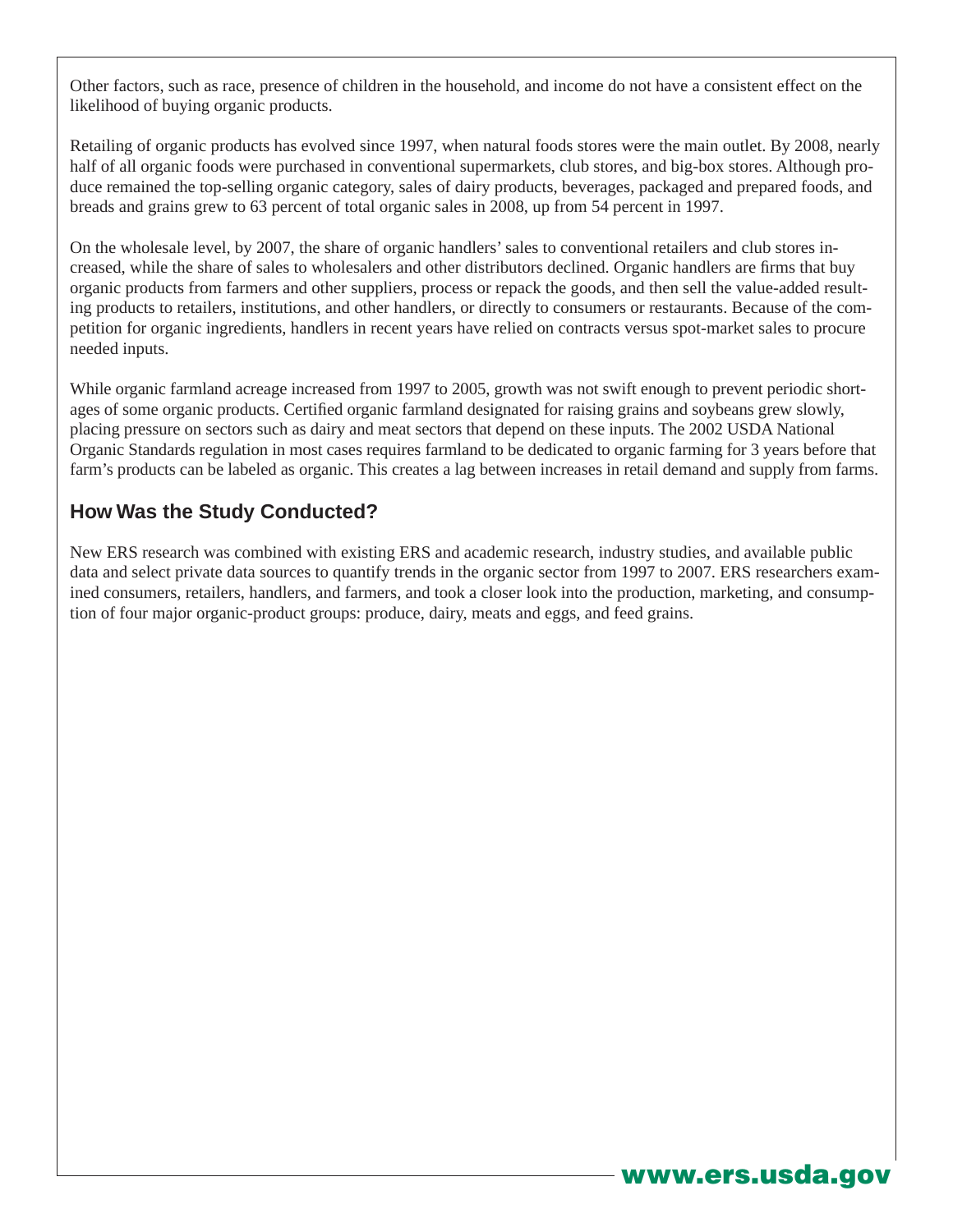Other factors, such as race, presence of children in the household, and income do not have a consistent effect on the likelihood of buying organic products.

Retailing of organic products has evolved since 1997, when natural foods stores were the main outlet. By 2008, nearly half of all organic foods were purchased in conventional supermarkets, club stores, and big-box stores. Although produce remained the top-selling organic category, sales of dairy products, beverages, packaged and prepared foods, and breads and grains grew to 63 percent of total organic sales in 2008, up from 54 percent in 1997.

On the wholesale level, by 2007, the share of organic handlers' sales to conventional retailers and club stores increased, while the share of sales to wholesalers and other distributors declined. Organic handlers are firms that buy organic products from farmers and other suppliers, process or repack the goods, and then sell the value-added resulting products to retailers, institutions, and other handlers, or directly to consumers or restaurants. Because of the competition for organic ingredients, handlers in recent years have relied on contracts versus spot-market sales to procure needed inputs.

While organic farmland acreage increased from 1997 to 2005, growth was not swift enough to prevent periodic shortages of some organic products. Certified organic farmland designated for raising grains and soybeans grew slowly, placing pressure on sectors such as dairy and meat sectors that depend on these inputs. The 2002 USDA National Organic Standards regulation in most cases requires farmland to be dedicated to organic farming for 3 years before that farm's products can be labeled as organic. This creates a lag between increases in retail demand and supply from farms.

## How Was the Study Conducted?

New ERS research was combined with existing ERS and academic research, industry studies, and available public data and select private data sources to quantify trends in the organic sector from 1997 to 2007. ERS researchers examined consumers, retailers, handlers, and farmers, and took a closer look into the production, marketing, and consumption of four major organic-product groups: produce, dairy, meats and eggs, and feed grains.